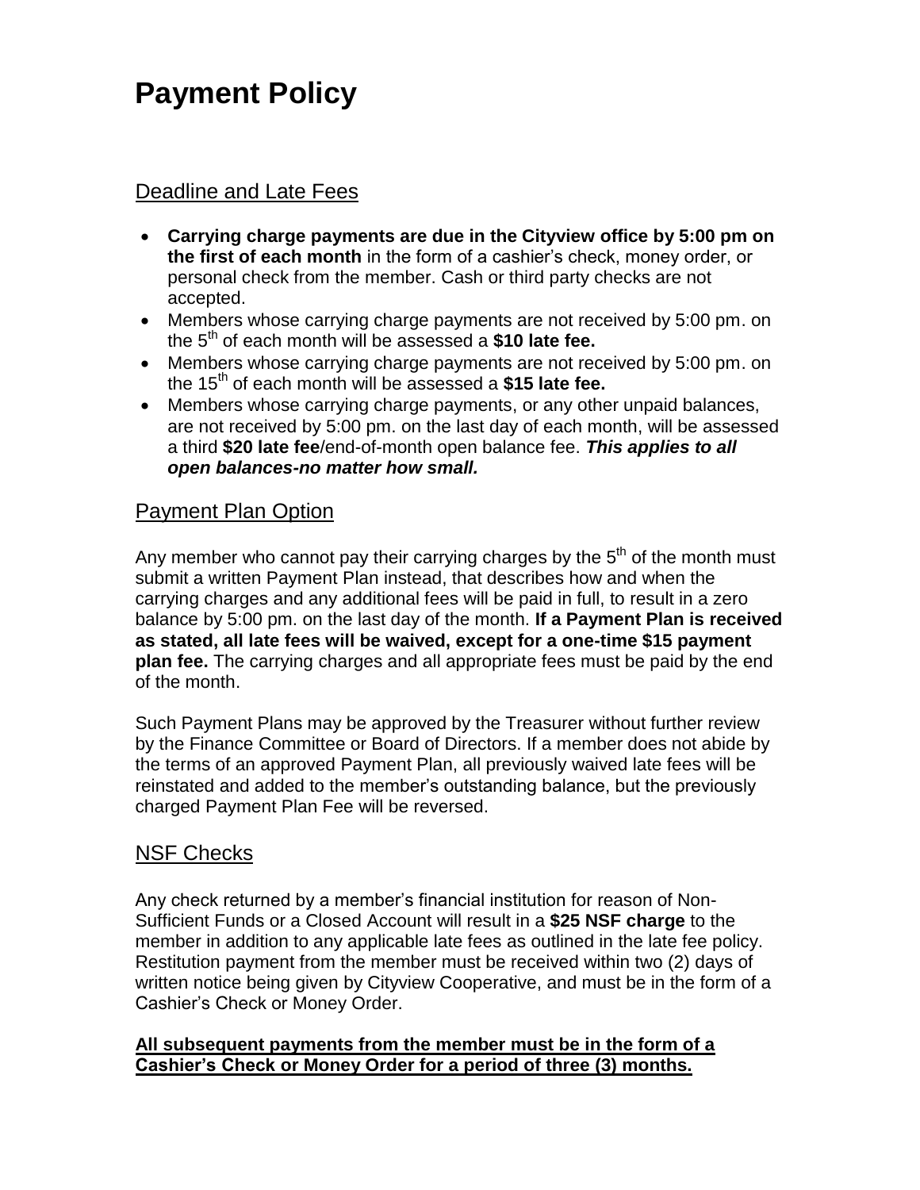# Payment Policy

## Deadline and Late Fees

- **Carrying charge payments are due in the Cityview office by 5:00 pm on the first of each month** in the form of a cashier's check, money order, or personal check from the member. Cash or third party checks are not accepted.
- Members whose carrying charge payments are not received by 5:00 pm. on the 5th of each month will be assessed a **$10 late fee.**
- Members whose carrying charge payments are not received by 5:00 pm. on the 15th of each month will be assessed a **$15 late fee.**
- Members whose carrying charge payments, or any other unpaid balances, are not received by 5:00 pm. on the last day of each month, will be assessed a third **$20 late fee**/end-of-month open balance fee. ***This applies to all open balances-no matter how small.***

## Payment Plan Option

Any member who cannot pay their carrying charges by the 5th of the month must submit a written Payment Plan instead, that describes how and when the carrying charges and any additional fees will be paid in full, to result in a zero balance by 5:00 pm. on the last day of the month. **If a Payment Plan is received as stated, all late fees will be waived, except for a one-time $15 payment plan fee.** The carrying charges and all appropriate fees must be paid by the end of the month.

Such Payment Plans may be approved by the Treasurer without further review by the Finance Committee or Board of Directors. If a member does not abide by the terms of an approved Payment Plan, all previously waived late fees will be reinstated and added to the member's outstanding balance, but the previously charged Payment Plan Fee will be reversed.

## NSF Checks

Any check returned by a member's financial institution for reason of Non-Sufficient Funds or a Closed Account will result in a **$25 NSF charge** to the member in addition to any applicable late fees as outlined in the late fee policy. Restitution payment from the member must be received within two (2) days of written notice being given by Cityview Cooperative, and must be in the form of a Cashier's Check or Money Order.

<u>**All subsequent payments from the member must be in the form of a Cashier's Check or Money Order for a period of three (3) months.**</u>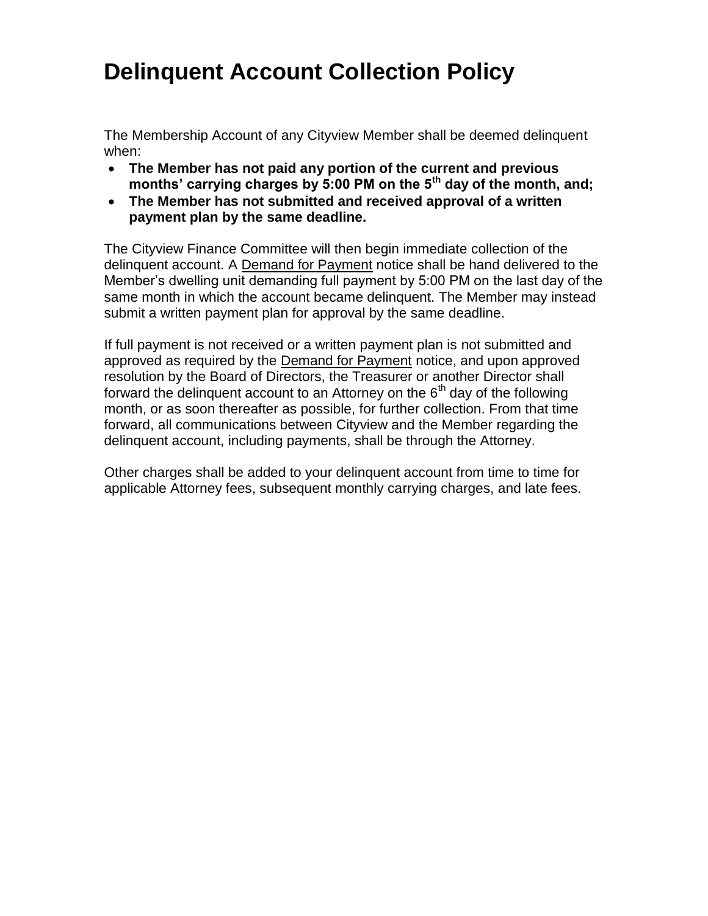# Delinquent Account Collection Policy

The Membership Account of any Cityview Member shall be deemed delinquent when:

- **The Member has not paid any portion of the current and previous months' carrying charges by 5:00 PM on the 5th day of the month, and;**
- **The Member has not submitted and received approval of a written payment plan by the same deadline.**

The Cityview Finance Committee will then begin immediate collection of the delinquent account. A Demand for Payment notice shall be hand delivered to the Member's dwelling unit demanding full payment by 5:00 PM on the last day of the same month in which the account became delinquent. The Member may instead submit a written payment plan for approval by the same deadline.

If full payment is not received or a written payment plan is not submitted and approved as required by the Demand for Payment notice, and upon approved resolution by the Board of Directors, the Treasurer or another Director shall forward the delinquent account to an Attorney on the 6th day of the following month, or as soon thereafter as possible, for further collection. From that time forward, all communications between Cityview and the Member regarding the delinquent account, including payments, shall be through the Attorney.

Other charges shall be added to your delinquent account from time to time for applicable Attorney fees, subsequent monthly carrying charges, and late fees.